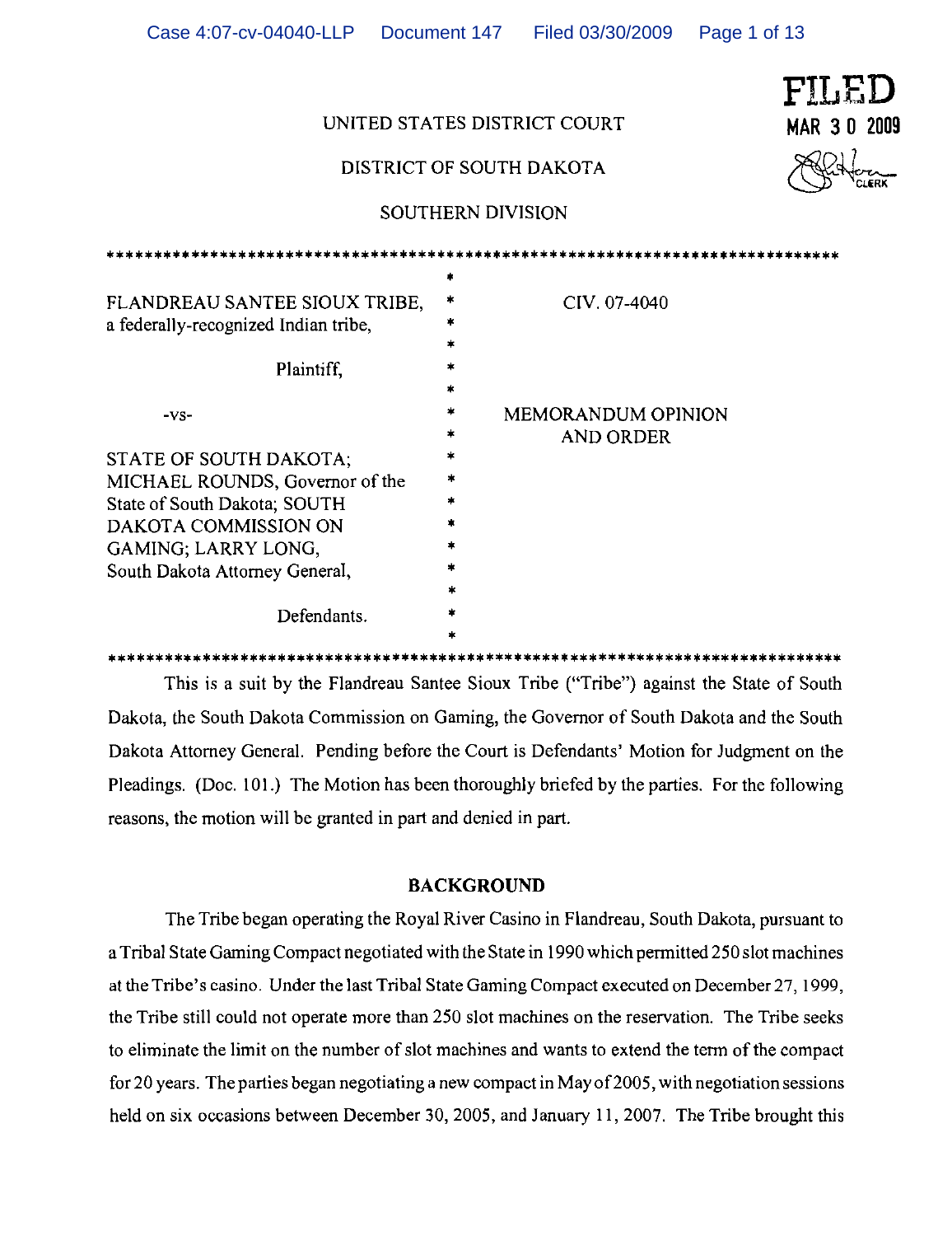UNITED STATES DISTRICT COURT

DISTRICT OF SOUTH DAKOTA

SOUTHERN DIVISION

FILED
MAR 30 2009
CLERK

| | | |
|---|---|---|
| FLANDREAU SANTEE SIOUX TRIBE, a federally-recognized Indian tribe, | * | CIV. 07-4040 |
| Plaintiff, | * | |
| -vs- | * | MEMORANDUM OPINION AND ORDER |
| STATE OF SOUTH DAKOTA; MICHAEL ROUNDS, Governor of the State of South Dakota; SOUTH DAKOTA COMMISSION ON GAMING; LARRY LONG, South Dakota Attorney General, | * | |
| Defendants. | * | |

This is a suit by the Flandreau Santee Sioux Tribe ("Tribe") against the State of South Dakota, the South Dakota Commission on Gaming, the Governor of South Dakota and the South Dakota Attorney General. Pending before the Court is Defendants' Motion for Judgment on the Pleadings. (Doc. 101.) The Motion has been thoroughly briefed by the parties. For the following reasons, the motion will be granted in part and denied in part.

## BACKGROUND

The Tribe began operating the Royal River Casino in Flandreau, South Dakota, pursuant to a Tribal State Gaming Compact negotiated with the State in 1990 which permitted 250 slot machines at the Tribe's casino. Under the last Tribal State Gaming Compact executed on December 27, 1999, the Tribe still could not operate more than 250 slot machines on the reservation. The Tribe seeks to eliminate the limit on the number of slot machines and wants to extend the term of the compact for 20 years. The parties began negotiating a new compact in May of 2005, with negotiation sessions held on six occasions between December 30, 2005, and January 11, 2007. The Tribe brought this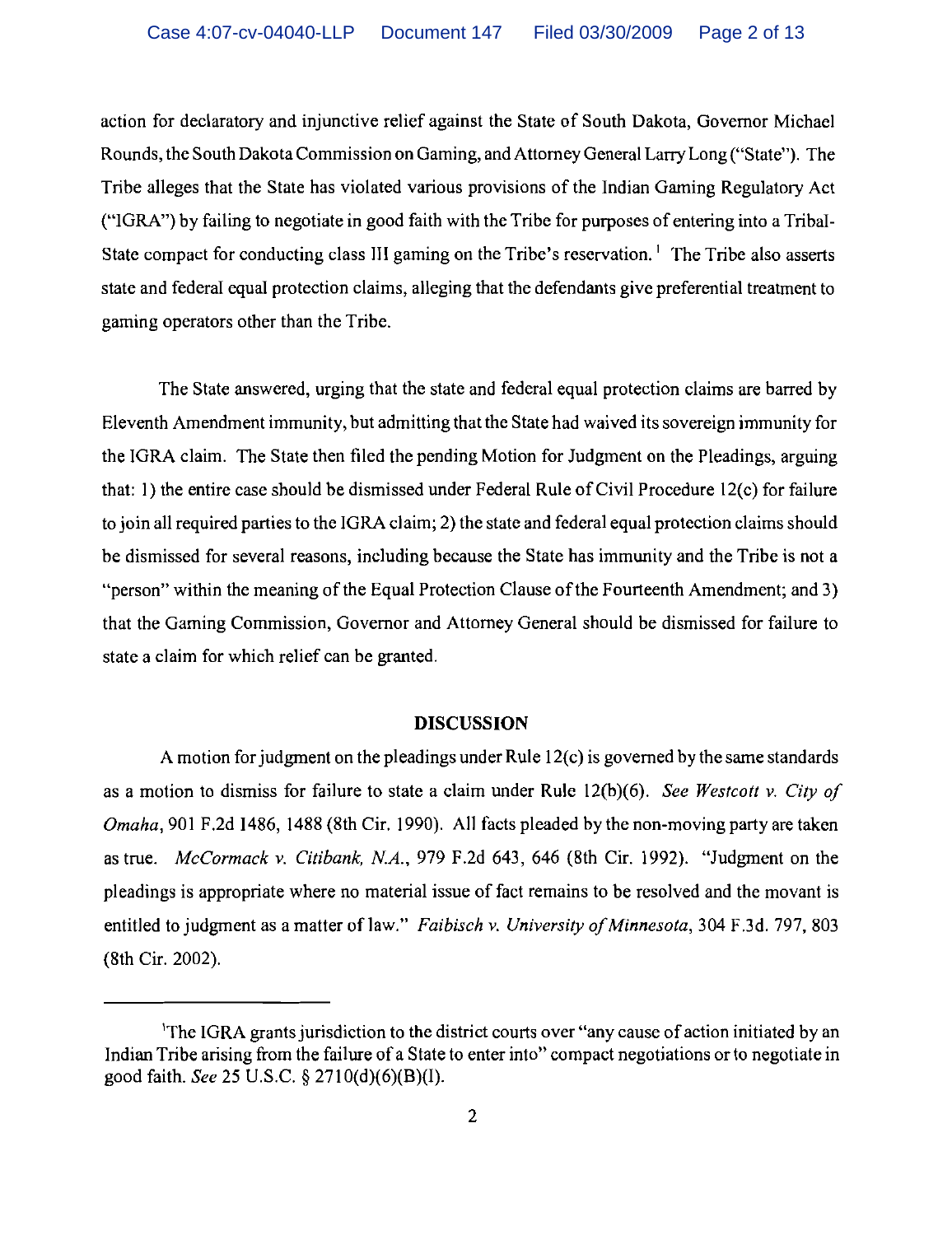action for declaratory and injunctive relief against the State of South Dakota, Governor Michael Rounds, the South Dakota Commission on Gaming, and Attorney General Larry Long ("State"). The Tribe alleges that the State has violated various provisions of the Indian Gaming Regulatory Act ("IGRA") by failing to negotiate in good faith with the Tribe for purposes of entering into a Tribal-State compact for conducting class III gaming on the Tribe's reservation.[1] The Tribe also asserts state and federal equal protection claims, alleging that the defendants give preferential treatment to gaming operators other than the Tribe.

The State answered, urging that the state and federal equal protection claims are barred by Eleventh Amendment immunity, but admitting that the State had waived its sovereign immunity for the IGRA claim. The State then filed the pending Motion for Judgment on the Pleadings, arguing that: 1) the entire case should be dismissed under Federal Rule of Civil Procedure 12(c) for failure to join all required parties to the IGRA claim; 2) the state and federal equal protection claims should be dismissed for several reasons, including because the State has immunity and the Tribe is not a "person" within the meaning of the Equal Protection Clause of the Fourteenth Amendment; and 3) that the Gaming Commission, Governor and Attorney General should be dismissed for failure to state a claim for which relief can be granted.

## DISCUSSION

A motion for judgment on the pleadings under Rule 12(c) is governed by the same standards as a motion to dismiss for failure to state a claim under Rule 12(b)(6). *See Westcott v. City of Omaha*, 901 F.2d 1486, 1488 (8th Cir. 1990). All facts pleaded by the non-moving party are taken as true. *McCormack v. Citibank, N.A.*, 979 F.2d 643, 646 (8th Cir. 1992). "Judgment on the pleadings is appropriate where no material issue of fact remains to be resolved and the movant is entitled to judgment as a matter of law." *Faibisch v. University of Minnesota*, 304 F.3d. 797, 803 (8th Cir. 2002).

---

[1] The IGRA grants jurisdiction to the district courts over "any cause of action initiated by an Indian Tribe arising from the failure of a State to enter into" compact negotiations or to negotiate in good faith. *See* 25 U.S.C. § 2710(d)(6)(B)(I).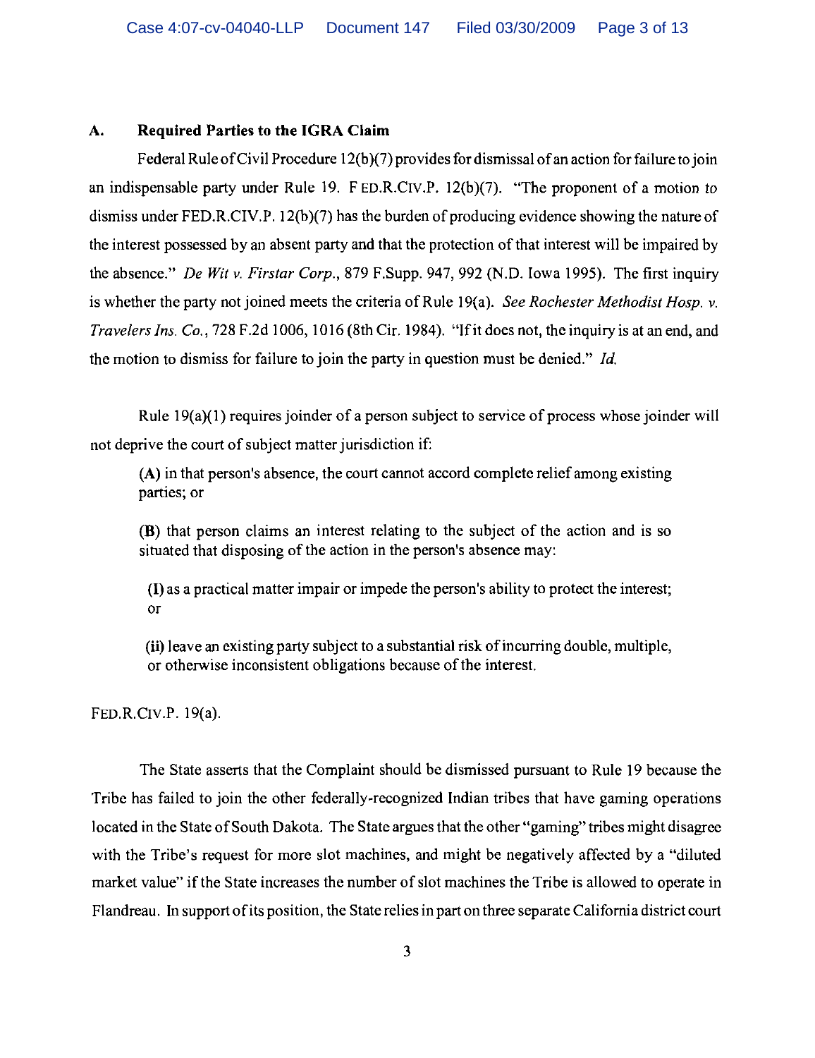### A. Required Parties to the IGRA Claim

Federal Rule of Civil Procedure 12(b)(7) provides for dismissal of an action for failure to join an indispensable party under Rule 19. FED.R.CIV.P. 12(b)(7). "The proponent of a motion to dismiss under FED.R.CIV.P. 12(b)(7) has the burden of producing evidence showing the nature of the interest possessed by an absent party and that the protection of that interest will be impaired by the absence." *De Wit v. Firstar Corp.*, 879 F.Supp. 947, 992 (N.D. Iowa 1995). The first inquiry is whether the party not joined meets the criteria of Rule 19(a). *See Rochester Methodist Hosp. v. Travelers Ins. Co.*, 728 F.2d 1006, 1016 (8th Cir. 1984). "If it does not, the inquiry is at an end, and the motion to dismiss for failure to join the party in question must be denied." *Id.*

Rule 19(a)(1) requires joinder of a person subject to service of process whose joinder will not deprive the court of subject matter jurisdiction if:

> **(A)** in that person's absence, the court cannot accord complete relief among existing parties; or
>
> **(B)** that person claims an interest relating to the subject of the action and is so situated that disposing of the action in the person's absence may:
>
> **(i)** as a practical matter impair or impede the person's ability to protect the interest; or
>
> **(ii)** leave an existing party subject to a substantial risk of incurring double, multiple, or otherwise inconsistent obligations because of the interest.

FED.R.CIV.P. 19(a).

The State asserts that the Complaint should be dismissed pursuant to Rule 19 because the Tribe has failed to join the other federally-recognized Indian tribes that have gaming operations located in the State of South Dakota. The State argues that the other "gaming" tribes might disagree with the Tribe's request for more slot machines, and might be negatively affected by a "diluted market value" if the State increases the number of slot machines the Tribe is allowed to operate in Flandreau. In support of its position, the State relies in part on three separate California district court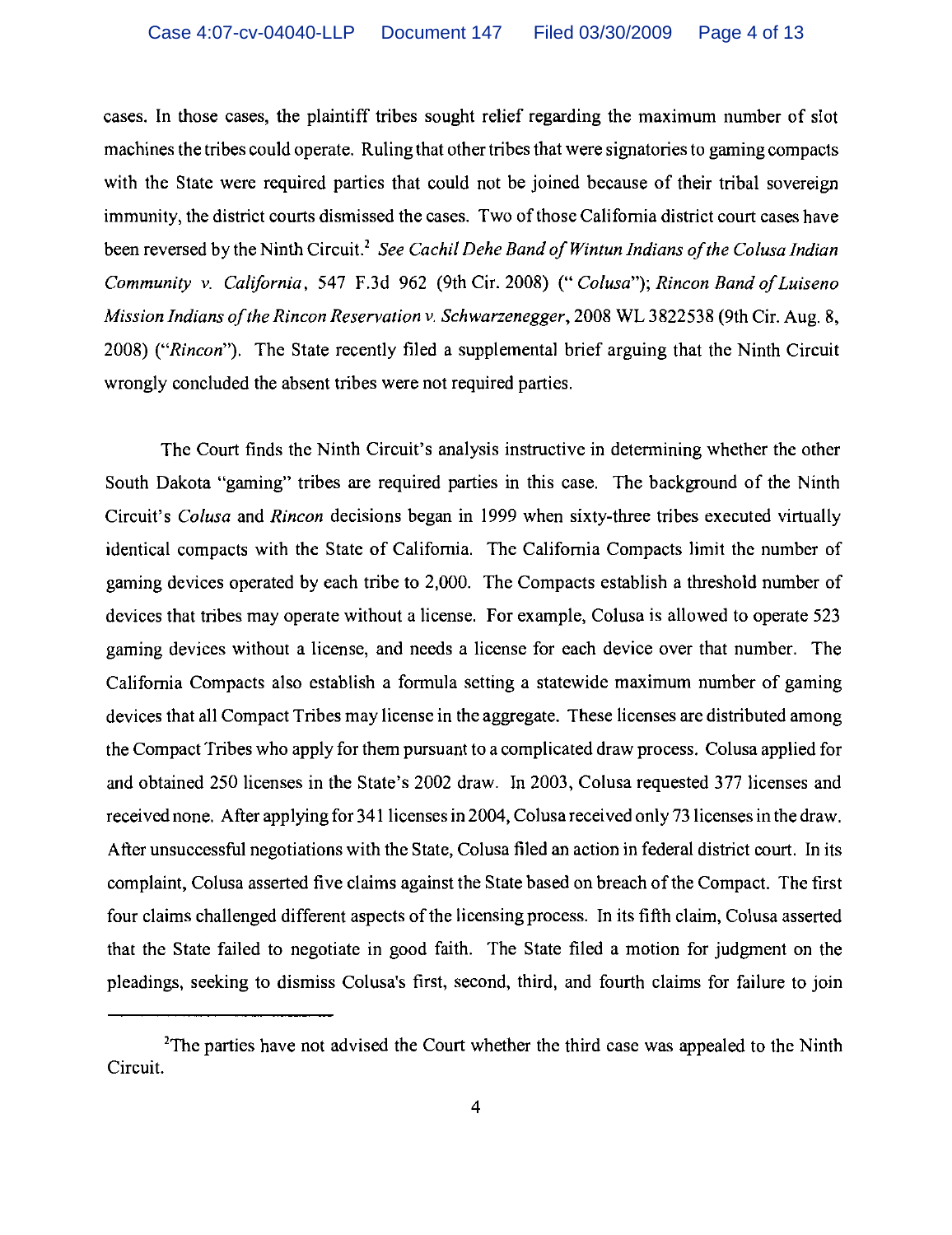cases. In those cases, the plaintiff tribes sought relief regarding the maximum number of slot machines the tribes could operate. Ruling that other tribes that were signatories to gaming compacts with the State were required parties that could not be joined because of their tribal sovereign immunity, the district courts dismissed the cases. Two of those California district court cases have been reversed by the Ninth Circuit.[2] *See Cachil Dehe Band of Wintun Indians of the Colusa Indian Community v. California*, 547 F.3d 962 (9th Cir. 2008) ("*Colusa*"); *Rincon Band of Luiseno Mission Indians of the Rincon Reservation v. Schwarzenegger*, 2008 WL 3822538 (9th Cir. Aug. 8, 2008) ("*Rincon*"). The State recently filed a supplemental brief arguing that the Ninth Circuit wrongly concluded the absent tribes were not required parties.

The Court finds the Ninth Circuit's analysis instructive in determining whether the other South Dakota "gaming" tribes are required parties in this case. The background of the Ninth Circuit's *Colusa* and *Rincon* decisions began in 1999 when sixty-three tribes executed virtually identical compacts with the State of California. The California Compacts limit the number of gaming devices operated by each tribe to 2,000. The Compacts establish a threshold number of devices that tribes may operate without a license. For example, Colusa is allowed to operate 523 gaming devices without a license, and needs a license for each device over that number. The California Compacts also establish a formula setting a statewide maximum number of gaming devices that all Compact Tribes may license in the aggregate. These licenses are distributed among the Compact Tribes who apply for them pursuant to a complicated draw process. Colusa applied for and obtained 250 licenses in the State's 2002 draw. In 2003, Colusa requested 377 licenses and received none. After applying for 341 licenses in 2004, Colusa received only 73 licenses in the draw. After unsuccessful negotiations with the State, Colusa filed an action in federal district court. In its complaint, Colusa asserted five claims against the State based on breach of the Compact. The first four claims challenged different aspects of the licensing process. In its fifth claim, Colusa asserted that the State failed to negotiate in good faith. The State filed a motion for judgment on the pleadings, seeking to dismiss Colusa's first, second, third, and fourth claims for failure to join

---

[2] The parties have not advised the Court whether the third case was appealed to the Ninth Circuit.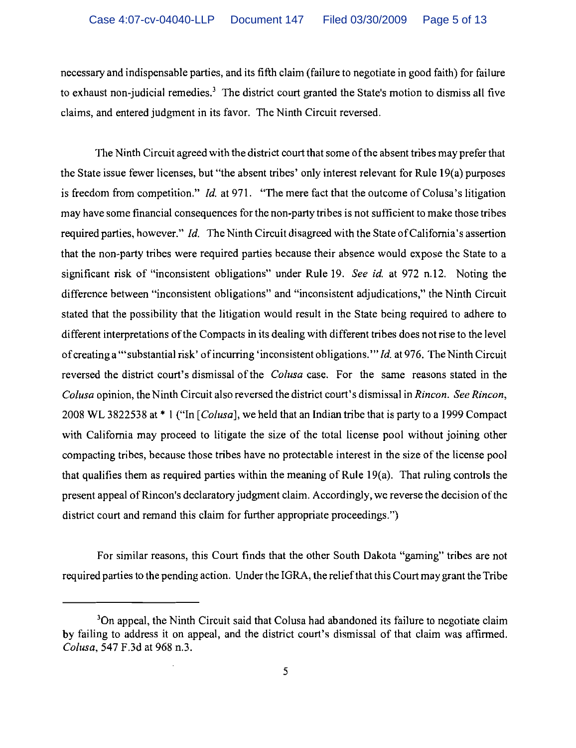necessary and indispensable parties, and its fifth claim (failure to negotiate in good faith) for failure to exhaust non-judicial remedies.[3] The district court granted the State's motion to dismiss all five claims, and entered judgment in its favor. The Ninth Circuit reversed.

The Ninth Circuit agreed with the district court that some of the absent tribes may prefer that the State issue fewer licenses, but "the absent tribes' only interest relevant for Rule 19(a) purposes is freedom from competition." *Id.* at 971. "The mere fact that the outcome of Colusa's litigation may have some financial consequences for the non-party tribes is not sufficient to make those tribes required parties, however." *Id.* The Ninth Circuit disagreed with the State of California's assertion that the non-party tribes were required parties because their absence would expose the State to a significant risk of "inconsistent obligations" under Rule 19. *See id.* at 972 n.12. Noting the difference between "inconsistent obligations" and "inconsistent adjudications," the Ninth Circuit stated that the possibility that the litigation would result in the State being required to adhere to different interpretations of the Compacts in its dealing with different tribes does not rise to the level of creating a "'substantial risk' of incurring 'inconsistent obligations.'" *Id.* at 976. The Ninth Circuit reversed the district court's dismissal of the *Colusa* case. For the same reasons stated in the *Colusa* opinion, the Ninth Circuit also reversed the district court's dismissal in *Rincon*. *See Rincon*, 2008 WL 3822538 at * 1 ("In [*Colusa*], we held that an Indian tribe that is party to a 1999 Compact with California may proceed to litigate the size of the total license pool without joining other compacting tribes, because those tribes have no protectable interest in the size of the license pool that qualifies them as required parties within the meaning of Rule 19(a). That ruling controls the present appeal of Rincon's declaratory judgment claim. Accordingly, we reverse the decision of the district court and remand this claim for further appropriate proceedings.")

For similar reasons, this Court finds that the other South Dakota "gaming" tribes are not required parties to the pending action. Under the IGRA, the relief that this Court may grant the Tribe

[3]On appeal, the Ninth Circuit said that Colusa had abandoned its failure to negotiate claim by failing to address it on appeal, and the district court's dismissal of that claim was affirmed. *Colusa*, 547 F.3d at 968 n.3.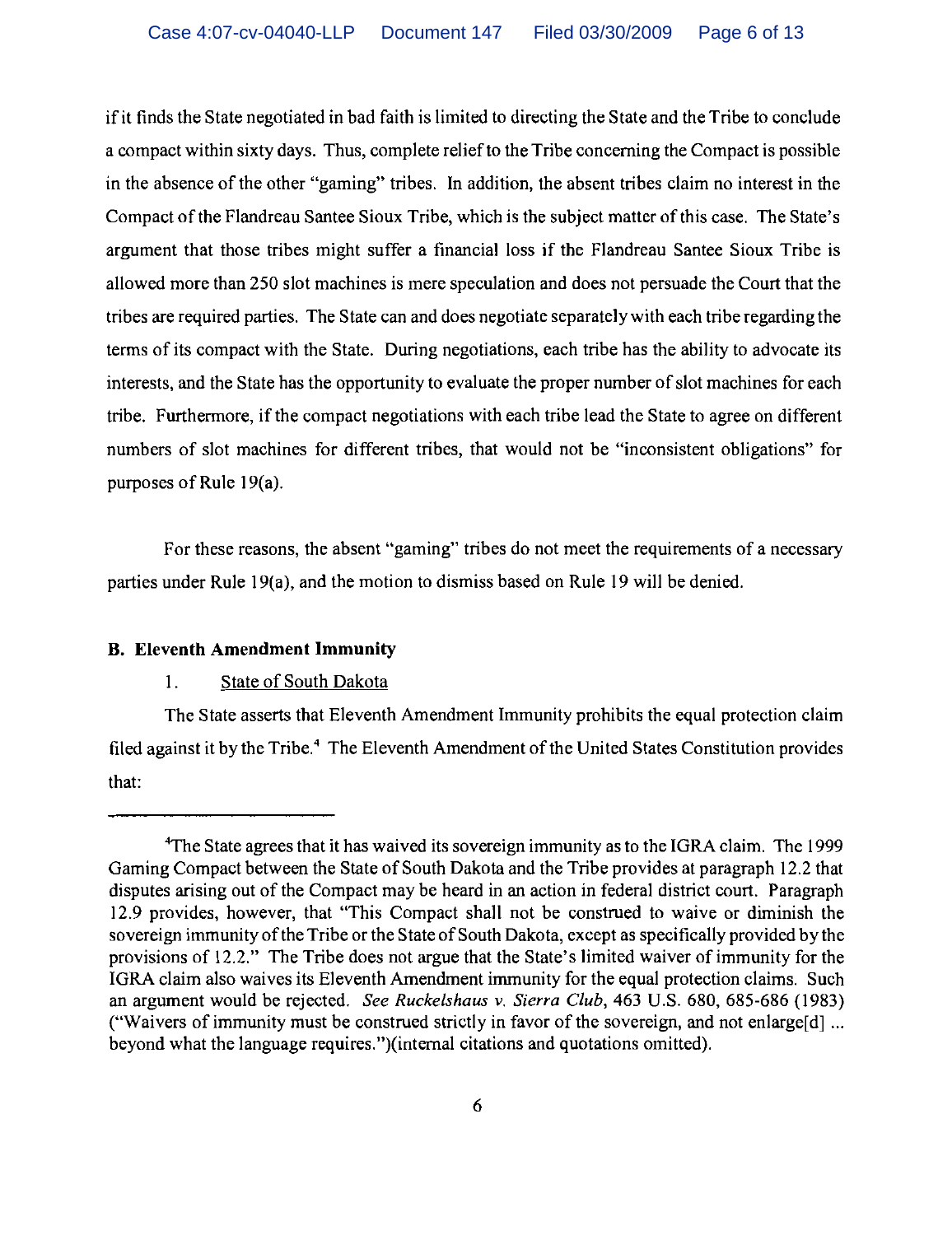if it finds the State negotiated in bad faith is limited to directing the State and the Tribe to conclude a compact within sixty days. Thus, complete relief to the Tribe concerning the Compact is possible in the absence of the other "gaming" tribes. In addition, the absent tribes claim no interest in the Compact of the Flandreau Santee Sioux Tribe, which is the subject matter of this case. The State's argument that those tribes might suffer a financial loss if the Flandreau Santee Sioux Tribe is allowed more than 250 slot machines is mere speculation and does not persuade the Court that the tribes are required parties. The State can and does negotiate separately with each tribe regarding the terms of its compact with the State. During negotiations, each tribe has the ability to advocate its interests, and the State has the opportunity to evaluate the proper number of slot machines for each tribe. Furthermore, if the compact negotiations with each tribe lead the State to agree on different numbers of slot machines for different tribes, that would not be "inconsistent obligations" for purposes of Rule 19(a).

For these reasons, the absent "gaming" tribes do not meet the requirements of a necessary parties under Rule 19(a), and the motion to dismiss based on Rule 19 will be denied.

**B. Eleventh Amendment Immunity**

1. <u>State of South Dakota</u>

The State asserts that Eleventh Amendment Immunity prohibits the equal protection claim filed against it by the Tribe.[4] The Eleventh Amendment of the United States Constitution provides that:

---

[4]The State agrees that it has waived its sovereign immunity as to the IGRA claim. The 1999 Gaming Compact between the State of South Dakota and the Tribe provides at paragraph 12.2 that disputes arising out of the Compact may be heard in an action in federal district court. Paragraph 12.9 provides, however, that "This Compact shall not be construed to waive or diminish the sovereign immunity of the Tribe or the State of South Dakota, except as specifically provided by the provisions of 12.2." The Tribe does not argue that the State's limited waiver of immunity for the IGRA claim also waives its Eleventh Amendment immunity for the equal protection claims. Such an argument would be rejected. *See Ruckelshaus v. Sierra Club*, 463 U.S. 680, 685-686 (1983) ("Waivers of immunity must be construed strictly in favor of the sovereign, and not enlarge[d] ... beyond what the language requires.")(internal citations and quotations omitted).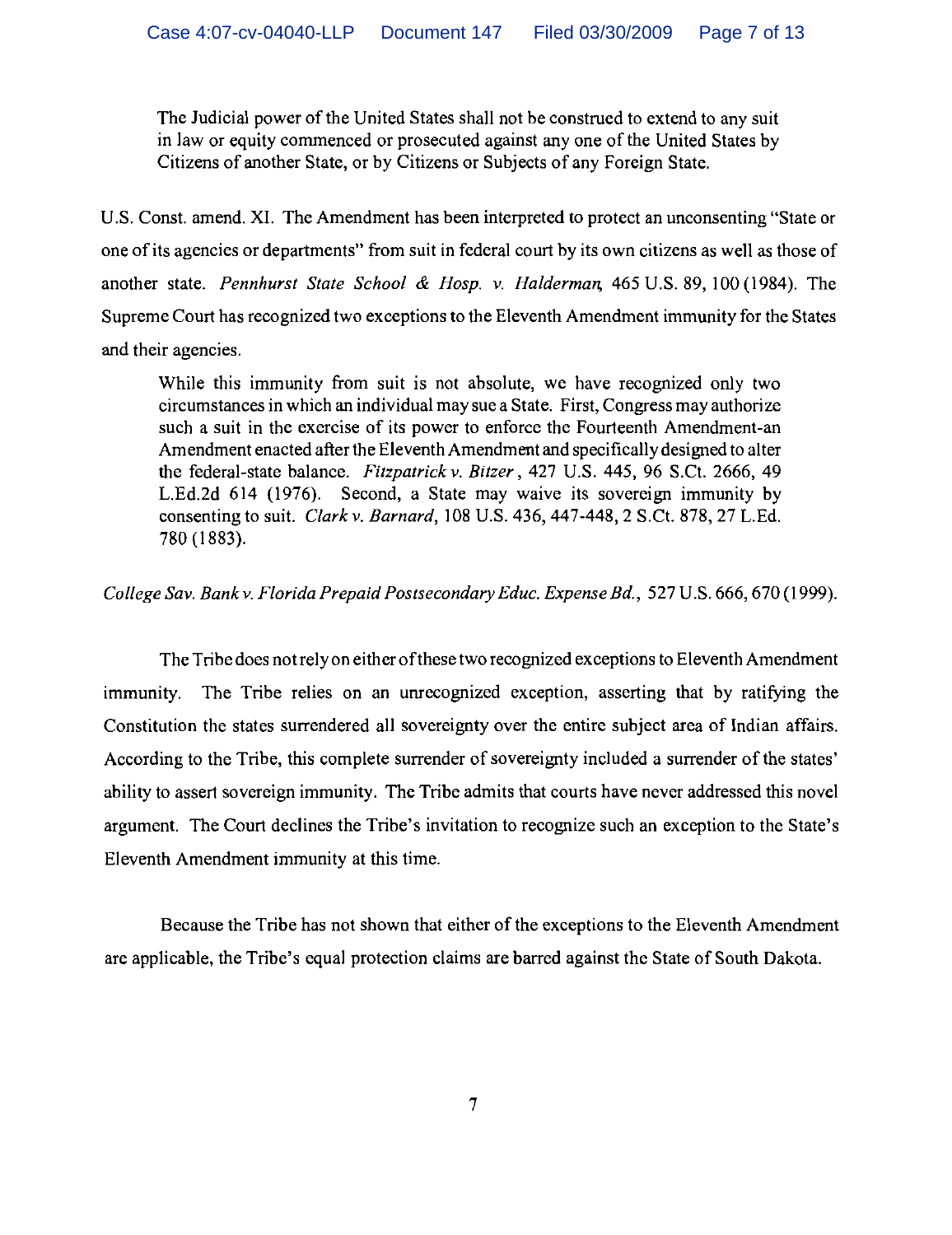> The Judicial power of the United States shall not be construed to extend to any suit in law or equity commenced or prosecuted against any one of the United States by Citizens of another State, or by Citizens or Subjects of any Foreign State.

U.S. Const. amend. XI. The Amendment has been interpreted to protect an unconsenting "State or one of its agencies or departments" from suit in federal court by its own citizens as well as those of another state. *Pennhurst State School & Hosp. v. Halderman*, 465 U.S. 89, 100 (1984). The Supreme Court has recognized two exceptions to the Eleventh Amendment immunity for the States and their agencies.

> While this immunity from suit is not absolute, we have recognized only two circumstances in which an individual may sue a State. First, Congress may authorize such a suit in the exercise of its power to enforce the Fourteenth Amendment-an Amendment enacted after the Eleventh Amendment and specifically designed to alter the federal-state balance. *Fitzpatrick v. Bitzer*, 427 U.S. 445, 96 S.Ct. 2666, 49 L.Ed.2d 614 (1976). Second, a State may waive its sovereign immunity by consenting to suit. *Clark v. Barnard*, 108 U.S. 436, 447-448, 2 S.Ct. 878, 27 L.Ed. 780 (1883).

*College Sav. Bank v. Florida Prepaid Postsecondary Educ. Expense Bd.*, 527 U.S. 666, 670 (1999).

The Tribe does not rely on either of these two recognized exceptions to Eleventh Amendment immunity. The Tribe relies on an unrecognized exception, asserting that by ratifying the Constitution the states surrendered all sovereignty over the entire subject area of Indian affairs. According to the Tribe, this complete surrender of sovereignty included a surrender of the states' ability to assert sovereign immunity. The Tribe admits that courts have never addressed this novel argument. The Court declines the Tribe's invitation to recognize such an exception to the State's Eleventh Amendment immunity at this time.

Because the Tribe has not shown that either of the exceptions to the Eleventh Amendment are applicable, the Tribe's equal protection claims are barred against the State of South Dakota.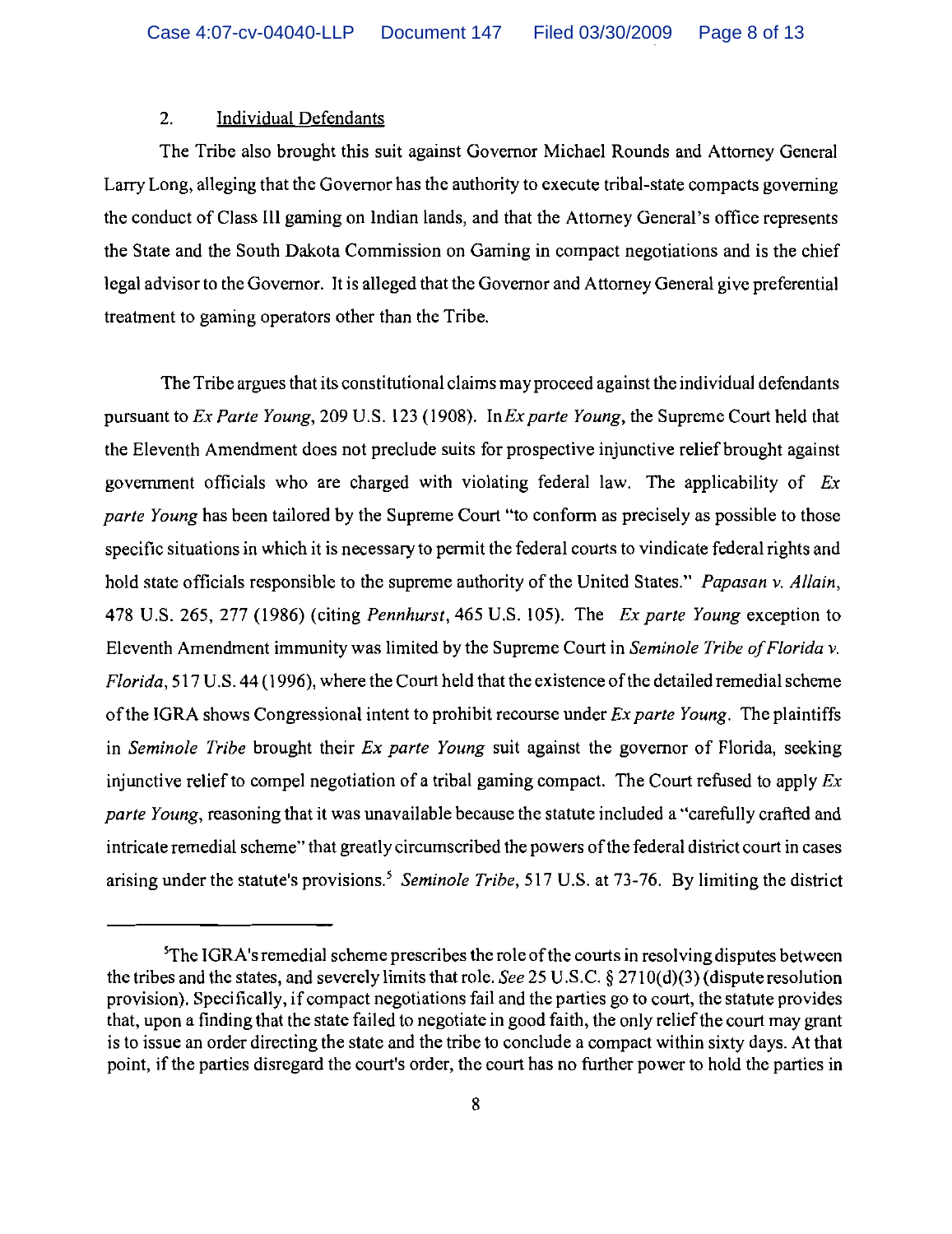2. Individual Defendants

The Tribe also brought this suit against Governor Michael Rounds and Attorney General Larry Long, alleging that the Governor has the authority to execute tribal-state compacts governing the conduct of Class III gaming on Indian lands, and that the Attorney General's office represents the State and the South Dakota Commission on Gaming in compact negotiations and is the chief legal advisor to the Governor. It is alleged that the Governor and Attorney General give preferential treatment to gaming operators other than the Tribe.

The Tribe argues that its constitutional claims may proceed against the individual defendants pursuant to *Ex Parte Young*, 209 U.S. 123 (1908). In *Ex parte Young*, the Supreme Court held that the Eleventh Amendment does not preclude suits for prospective injunctive relief brought against government officials who are charged with violating federal law. The applicability of *Ex parte Young* has been tailored by the Supreme Court "to conform as precisely as possible to those specific situations in which it is necessary to permit the federal courts to vindicate federal rights and hold state officials responsible to the supreme authority of the United States." *Papasan v. Allain*, 478 U.S. 265, 277 (1986) (citing *Pennhurst*, 465 U.S. 105). The *Ex parte Young* exception to Eleventh Amendment immunity was limited by the Supreme Court in *Seminole Tribe of Florida v. Florida*, 517 U.S. 44 (1996), where the Court held that the existence of the detailed remedial scheme of the IGRA shows Congressional intent to prohibit recourse under *Ex parte Young*. The plaintiffs in *Seminole Tribe* brought their *Ex parte Young* suit against the governor of Florida, seeking injunctive relief to compel negotiation of a tribal gaming compact. The Court refused to apply *Ex parte Young*, reasoning that it was unavailable because the statute included a "carefully crafted and intricate remedial scheme" that greatly circumscribed the powers of the federal district court in cases arising under the statute's provisions.[5] *Seminole Tribe*, 517 U.S. at 73-76. By limiting the district

[5]The IGRA's remedial scheme prescribes the role of the courts in resolving disputes between the tribes and the states, and severely limits that role. *See* 25 U.S.C. § 2710(d)(3) (dispute resolution provision). Specifically, if compact negotiations fail and the parties go to court, the statute provides that, upon a finding that the state failed to negotiate in good faith, the only relief the court may grant is to issue an order directing the state and the tribe to conclude a compact within sixty days. At that point, if the parties disregard the court's order, the court has no further power to hold the parties in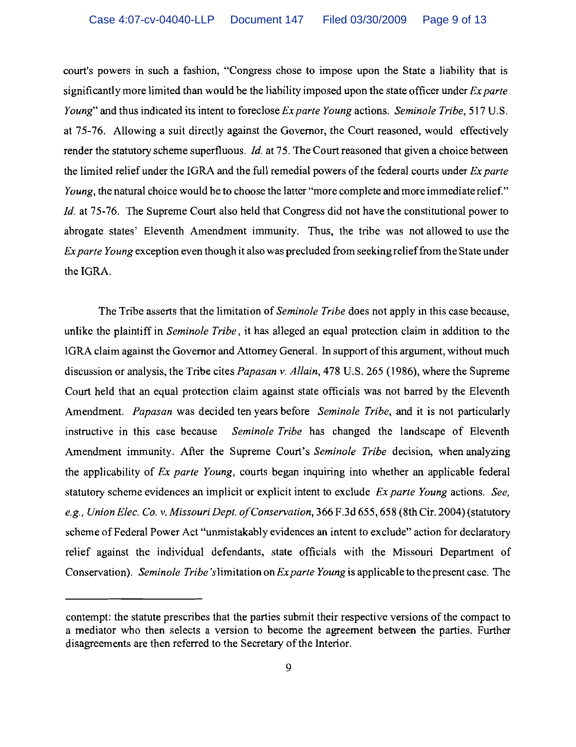court's powers in such a fashion, "Congress chose to impose upon the State a liability that is significantly more limited than would be the liability imposed upon the state officer under *Ex parte Young*" and thus indicated its intent to foreclose *Ex parte Young* actions. *Seminole Tribe*, 517 U.S. at 75-76. Allowing a suit directly against the Governor, the Court reasoned, would effectively render the statutory scheme superfluous. *Id.* at 75. The Court reasoned that given a choice between the limited relief under the IGRA and the full remedial powers of the federal courts under *Ex parte Young*, the natural choice would be to choose the latter "more complete and more immediate relief." *Id.* at 75-76. The Supreme Court also held that Congress did not have the constitutional power to abrogate states' Eleventh Amendment immunity. Thus, the tribe was not allowed to use the *Ex parte Young* exception even though it also was precluded from seeking relief from the State under the IGRA.

The Tribe asserts that the limitation of *Seminole Tribe* does not apply in this case because, unlike the plaintiff in *Seminole Tribe*, it has alleged an equal protection claim in addition to the IGRA claim against the Governor and Attorney General. In support of this argument, without much discussion or analysis, the Tribe cites *Papasan v. Allain*, 478 U.S. 265 (1986), where the Supreme Court held that an equal protection claim against state officials was not barred by the Eleventh Amendment. *Papasan* was decided ten years before *Seminole Tribe*, and it is not particularly instructive in this case because *Seminole Tribe* has changed the landscape of Eleventh Amendment immunity. After the Supreme Court's *Seminole Tribe* decision, when analyzing the applicability of *Ex parte Young*, courts began inquiring into whether an applicable federal statutory scheme evidences an implicit or explicit intent to exclude *Ex parte Young* actions. *See, e.g., Union Elec. Co. v. Missouri Dept. of Conservation*, 366 F.3d 655, 658 (8th Cir. 2004) (statutory scheme of Federal Power Act "unmistakably evidences an intent to exclude" action for declaratory relief against the individual defendants, state officials with the Missouri Department of Conservation). *Seminole Tribe's* limitation on *Ex parte Young* is applicable to the present case. The

---

contempt: the statute prescribes that the parties submit their respective versions of the compact to a mediator who then selects a version to become the agreement between the parties. Further disagreements are then referred to the Secretary of the Interior.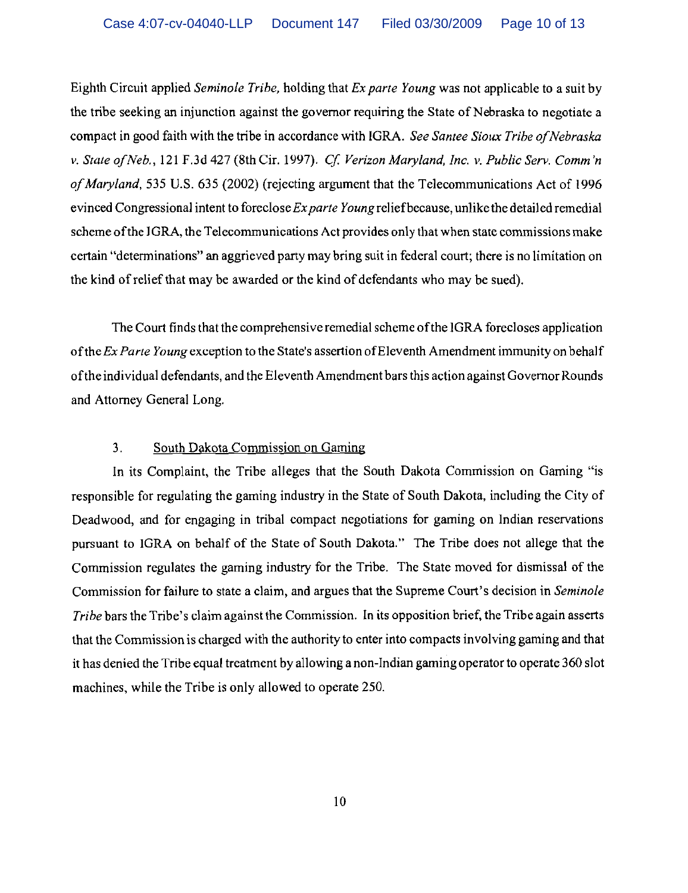Eighth Circuit applied *Seminole Tribe,* holding that *Ex parte Young* was not applicable to a suit by the tribe seeking an injunction against the governor requiring the State of Nebraska to negotiate a compact in good faith with the tribe in accordance with IGRA. *See Santee Sioux Tribe of Nebraska v. State of Neb.*, 121 F.3d 427 (8th Cir. 1997). *Cf. Verizon Maryland, Inc. v. Public Serv. Comm'n of Maryland*, 535 U.S. 635 (2002) (rejecting argument that the Telecommunications Act of 1996 evinced Congressional intent to foreclose *Ex parte Young* relief because, unlike the detailed remedial scheme of the IGRA, the Telecommunications Act provides only that when state commissions make certain "determinations" an aggrieved party may bring suit in federal court; there is no limitation on the kind of relief that may be awarded or the kind of defendants who may be sued).

The Court finds that the comprehensive remedial scheme of the IGRA forecloses application of the *Ex Parte Young* exception to the State's assertion of Eleventh Amendment immunity on behalf of the individual defendants, and the Eleventh Amendment bars this action against Governor Rounds and Attorney General Long.

3. South Dakota Commission on Gaming

In its Complaint, the Tribe alleges that the South Dakota Commission on Gaming "is responsible for regulating the gaming industry in the State of South Dakota, including the City of Deadwood, and for engaging in tribal compact negotiations for gaming on Indian reservations pursuant to IGRA on behalf of the State of South Dakota." The Tribe does not allege that the Commission regulates the gaming industry for the Tribe. The State moved for dismissal of the Commission for failure to state a claim, and argues that the Supreme Court's decision in *Seminole Tribe* bars the Tribe's claim against the Commission. In its opposition brief, the Tribe again asserts that the Commission is charged with the authority to enter into compacts involving gaming and that it has denied the Tribe equal treatment by allowing a non-Indian gaming operator to operate 360 slot machines, while the Tribe is only allowed to operate 250.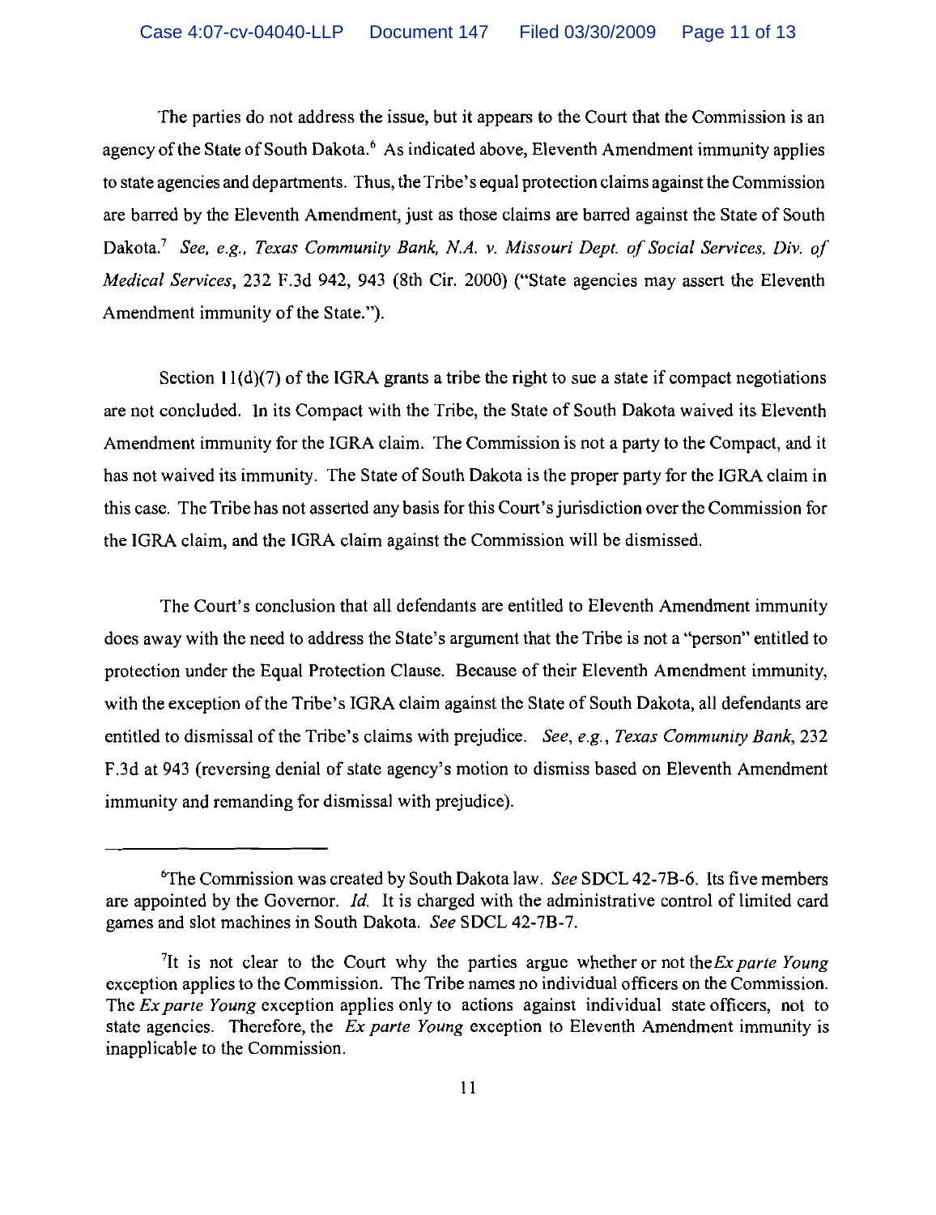The parties do not address the issue, but it appears to the Court that the Commission is an agency of the State of South Dakota.[6] As indicated above, Eleventh Amendment immunity applies to state agencies and departments. Thus, the Tribe's equal protection claims against the Commission are barred by the Eleventh Amendment, just as those claims are barred against the State of South Dakota.[7] *See, e.g., Texas Community Bank, N.A. v. Missouri Dept. of Social Services, Div. of Medical Services*, 232 F.3d 942, 943 (8th Cir. 2000) ("State agencies may assert the Eleventh Amendment immunity of the State.").

Section 11(d)(7) of the IGRA grants a tribe the right to sue a state if compact negotiations are not concluded. In its Compact with the Tribe, the State of South Dakota waived its Eleventh Amendment immunity for the IGRA claim. The Commission is not a party to the Compact, and it has not waived its immunity. The State of South Dakota is the proper party for the IGRA claim in this case. The Tribe has not asserted any basis for this Court's jurisdiction over the Commission for the IGRA claim, and the IGRA claim against the Commission will be dismissed.

The Court's conclusion that all defendants are entitled to Eleventh Amendment immunity does away with the need to address the State's argument that the Tribe is not a "person" entitled to protection under the Equal Protection Clause. Because of their Eleventh Amendment immunity, with the exception of the Tribe's IGRA claim against the State of South Dakota, all defendants are entitled to dismissal of the Tribe's claims with prejudice. *See, e.g., Texas Community Bank*, 232 F.3d at 943 (reversing denial of state agency's motion to dismiss based on Eleventh Amendment immunity and remanding for dismissal with prejudice).

---

[6] The Commission was created by South Dakota law. *See* SDCL 42-7B-6. Its five members are appointed by the Governor. *Id.* It is charged with the administrative control of limited card games and slot machines in South Dakota. *See* SDCL 42-7B-7.

[7] It is not clear to the Court why the parties argue whether or not the *Ex parte Young* exception applies to the Commission. The Tribe names no individual officers on the Commission. The *Ex parte Young* exception applies only to actions against individual state officers, not to state agencies. Therefore, the *Ex parte Young* exception to Eleventh Amendment immunity is inapplicable to the Commission.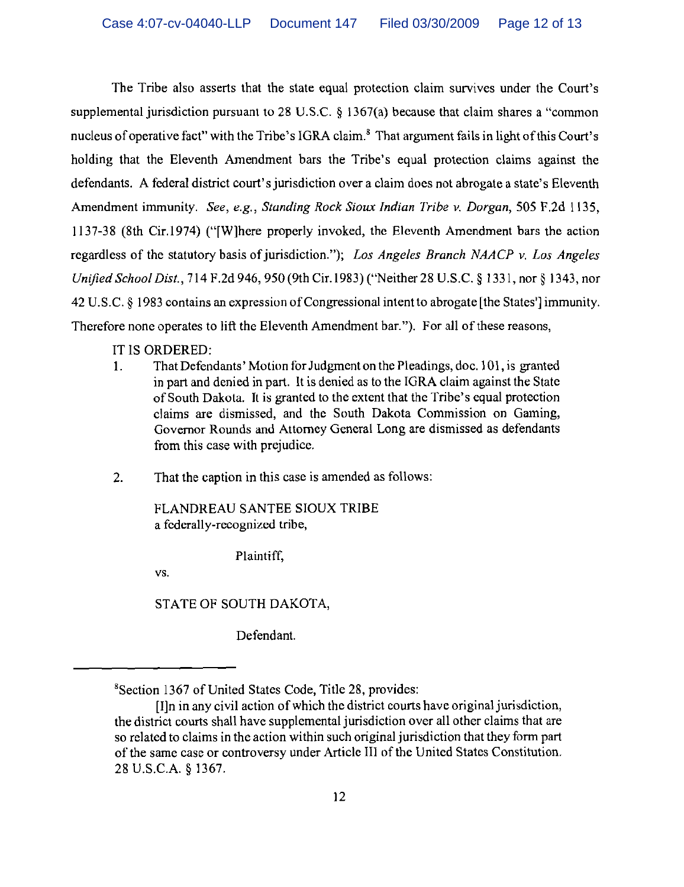The Tribe also asserts that the state equal protection claim survives under the Court's supplemental jurisdiction pursuant to 28 U.S.C. § 1367(a) because that claim shares a "common nucleus of operative fact" with the Tribe's IGRA claim.[8] That argument fails in light of this Court's holding that the Eleventh Amendment bars the Tribe's equal protection claims against the defendants. A federal district court's jurisdiction over a claim does not abrogate a state's Eleventh Amendment immunity. *See, e.g., Standing Rock Sioux Indian Tribe v. Dorgan*, 505 F.2d 1135, 1137-38 (8th Cir.1974) ("[W]here properly invoked, the Eleventh Amendment bars the action regardless of the statutory basis of jurisdiction."); *Los Angeles Branch NAACP v. Los Angeles Unified School Dist.*, 714 F.2d 946, 950 (9th Cir.1983) ("Neither 28 U.S.C. § 1331, nor § 1343, nor 42 U.S.C. § 1983 contains an expression of Congressional intent to abrogate [the States'] immunity. Therefore none operates to lift the Eleventh Amendment bar."). For all of these reasons,

IT IS ORDERED:

1. That Defendants' Motion for Judgment on the Pleadings, doc. 101, is granted in part and denied in part. It is denied as to the IGRA claim against the State of South Dakota. It is granted to the extent that the Tribe's equal protection claims are dismissed, and the South Dakota Commission on Gaming, Governor Rounds and Attorney General Long are dismissed as defendants from this case with prejudice.

2. That the caption in this case is amended as follows:

   FLANDREAU SANTEE SIOUX TRIBE
   a federally-recognized tribe,

   Plaintiff,

   vs.

   STATE OF SOUTH DAKOTA,

   Defendant.

---

[8] Section 1367 of United States Code, Title 28, provides:

> [I]n in any civil action of which the district courts have original jurisdiction, the district courts shall have supplemental jurisdiction over all other claims that are so related to claims in the action within such original jurisdiction that they form part of the same case or controversy under Article III of the United States Constitution. 28 U.S.C.A. § 1367.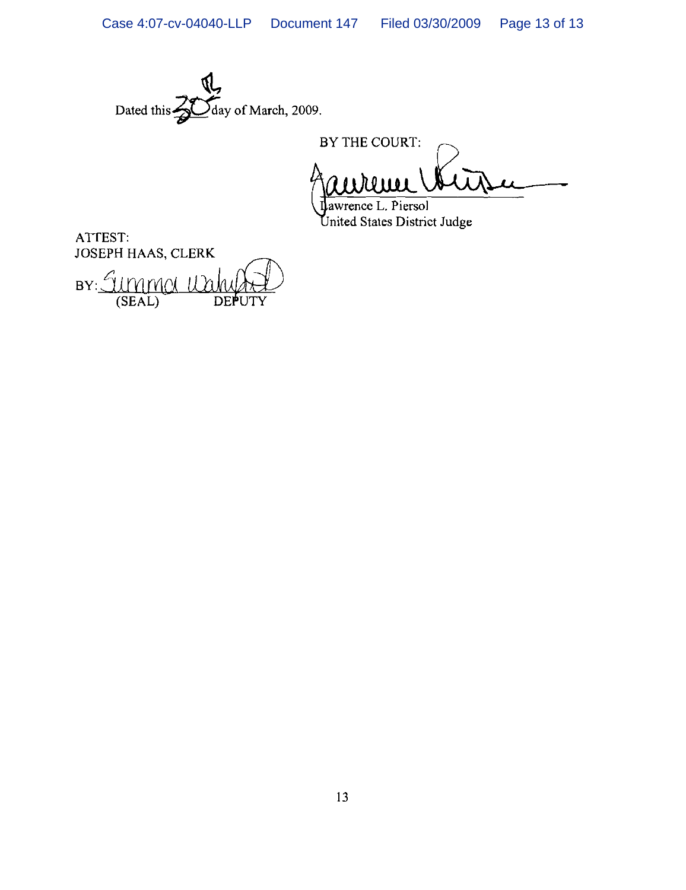Dated this 30th day of March, 2009.

BY THE COURT:

Lawrence L. Piersol
United States District Judge

ATTEST:
JOSEPH HAAS, CLERK

BY: ______________________
(SEAL) DEPUTY